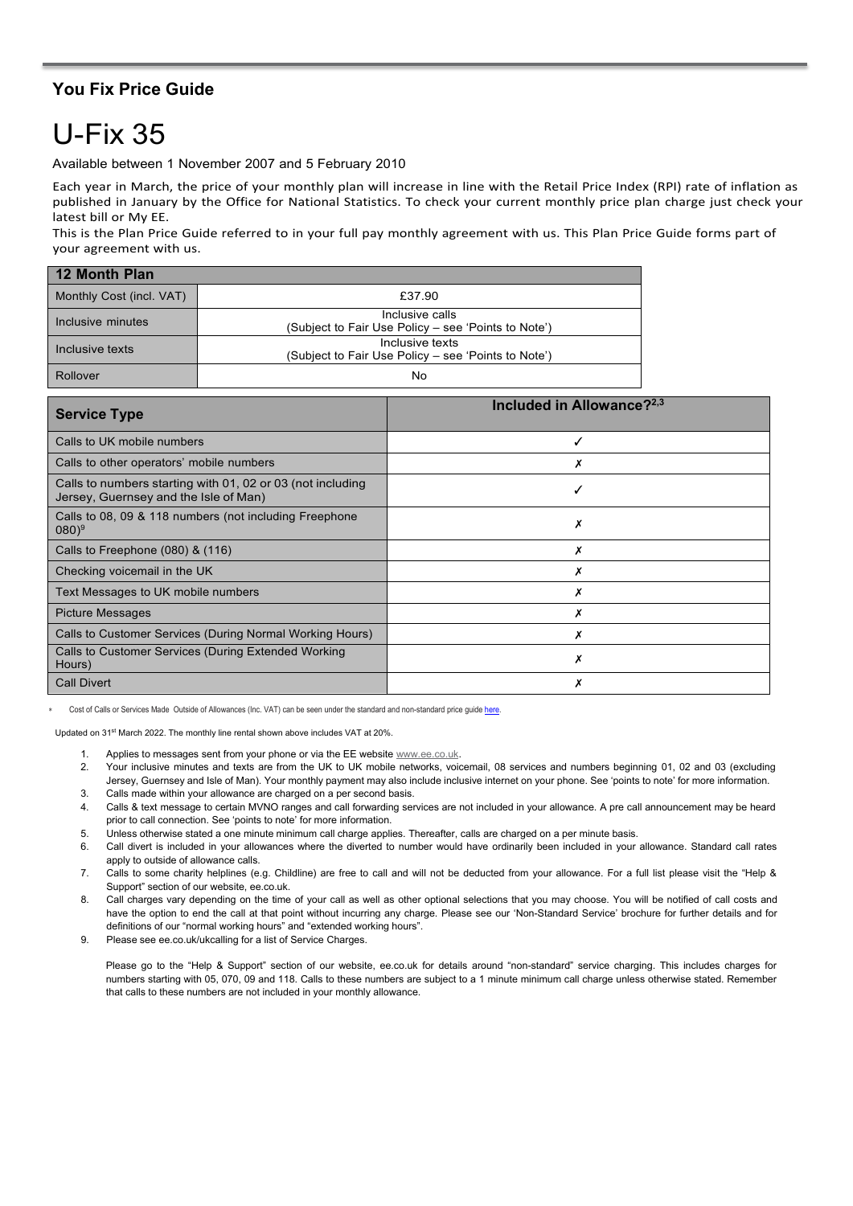## You Fix Price Guide

# U-Fix 35

Available between 1 November 2007 and 5 February 2010

Each year in March, the price of your monthly plan will increase in line with the Retail Price Index (RPI) rate of inflation as published in January by the Office for National Statistics. To check your current monthly price plan charge just check your latest bill or My EE.
This is the Plan Price Guide referred to in your full pay monthly agreement with us. This Plan Price Guide forms part of your agreement with us.

| 12 Month Plan | |
|---|---|
| Monthly Cost (incl. VAT) | £37.90 |
| Inclusive minutes | Inclusive calls (Subject to Fair Use Policy – see 'Points to Note') |
| Inclusive texts | Inclusive texts (Subject to Fair Use Policy – see 'Points to Note') |
| Rollover | No |

| Service Type | Included in Allowance?[2,3] |
|---|---|
| Calls to UK mobile numbers | ✓ |
| Calls to other operators' mobile numbers | ✗ |
| Calls to numbers starting with 01, 02 or 03 (not including Jersey, Guernsey and the Isle of Man) | ✓ |
| Calls to 08, 09 & 118 numbers (not including Freephone 080)[9] | ✗ |
| Calls to Freephone (080) & (116) | ✗ |
| Checking voicemail in the UK | ✗ |
| Text Messages to UK mobile numbers | ✗ |
| Picture Messages | ✗ |
| Calls to Customer Services (During Normal Working Hours) | ✗ |
| Calls to Customer Services (During Extended Working Hours) | ✗ |
| Call Divert | ✗ |

* Cost of Calls or Services Made Outside of Allowances (Inc. VAT) can be seen under the standard and non-standard price guide here.

Updated on 31st March 2022. The monthly line rental shown above includes VAT at 20%.

1. Applies to messages sent from your phone or via the EE website www.ee.co.uk.
2. Your inclusive minutes and texts are from the UK to UK mobile networks, voicemail, 08 services and numbers beginning 01, 02 and 03 (excluding Jersey, Guernsey and Isle of Man). Your monthly payment may also include inclusive internet on your phone. See 'points to note' for more information.
3. Calls made within your allowance are charged on a per second basis.
4. Calls & text message to certain MVNO ranges and call forwarding services are not included in your allowance. A pre call announcement may be heard prior to call connection. See 'points to note' for more information.
5. Unless otherwise stated a one minute minimum call charge applies. Thereafter, calls are charged on a per minute basis.
6. Call divert is included in your allowances where the diverted to number would have ordinarily been included in your allowance. Standard call rates apply to outside of allowance calls.
7. Calls to some charity helplines (e.g. Childline) are free to call and will not be deducted from your allowance. For a full list please visit the "Help & Support" section of our website, ee.co.uk.
8. Call charges vary depending on the time of your call as well as other optional selections that you may choose. You will be notified of call costs and have the option to end the call at that point without incurring any charge. Please see our 'Non-Standard Service' brochure for further details and for definitions of our "normal working hours" and "extended working hours".
9. Please see ee.co.uk/ukcalling for a list of Service Charges.

Please go to the "Help & Support" section of our website, ee.co.uk for details around "non-standard" service charging. This includes charges for numbers starting with 05, 070, 09 and 118. Calls to these numbers are subject to a 1 minute minimum call charge unless otherwise stated. Remember that calls to these numbers are not included in your monthly allowance.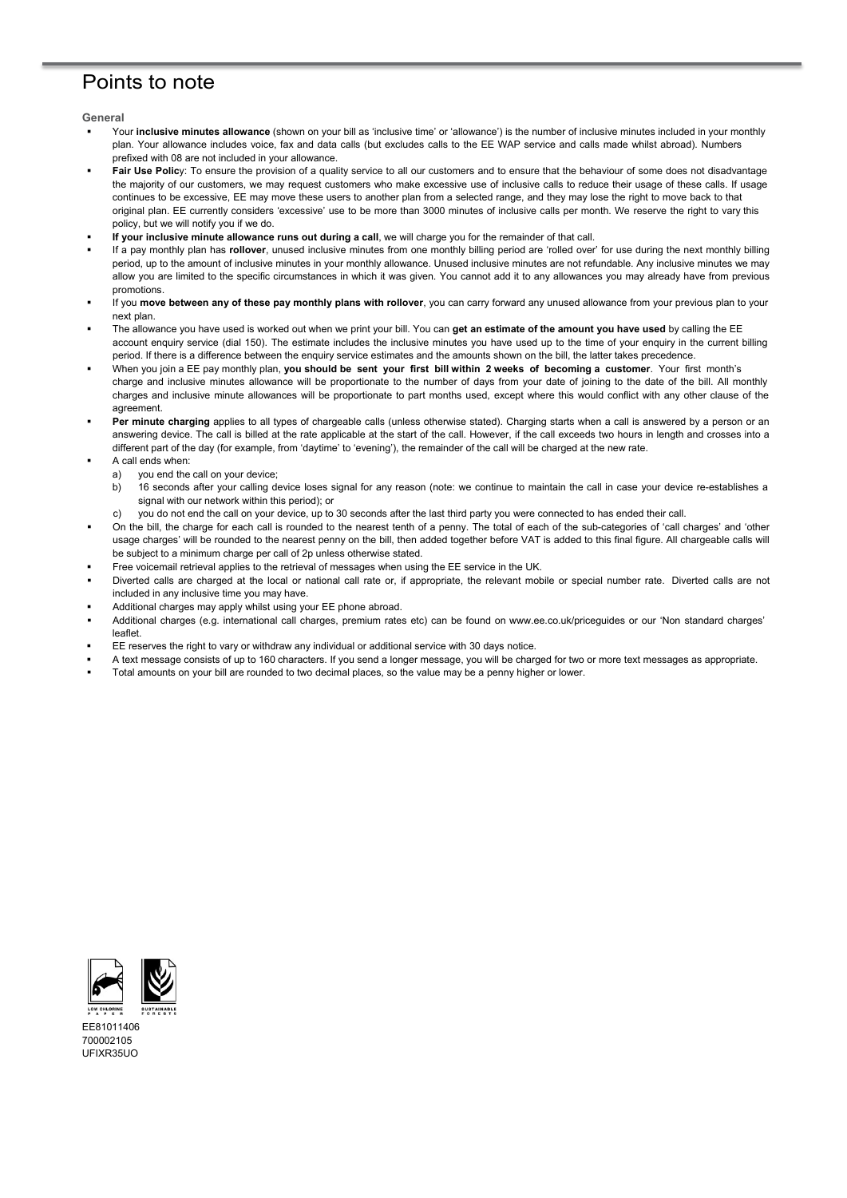# Points to note

**General**

- Your **inclusive minutes allowance** (shown on your bill as 'inclusive time' or 'allowance') is the number of inclusive minutes included in your monthly plan. Your allowance includes voice, fax and data calls (but excludes calls to the EE WAP service and calls made whilst abroad). Numbers prefixed with 08 are not included in your allowance.
- **Fair Use Polic**y: To ensure the provision of a quality service to all our customers and to ensure that the behaviour of some does not disadvantage the majority of our customers, we may request customers who make excessive use of inclusive calls to reduce their usage of these calls. If usage continues to be excessive, EE may move these users to another plan from a selected range, and they may lose the right to move back to that original plan. EE currently considers 'excessive' use to be more than 3000 minutes of inclusive calls per month. We reserve the right to vary this policy, but we will notify you if we do.
- **If your inclusive minute allowance runs out during a call**, we will charge you for the remainder of that call.
- If a pay monthly plan has **rollover**, unused inclusive minutes from one monthly billing period are 'rolled over' for use during the next monthly billing period, up to the amount of inclusive minutes in your monthly allowance. Unused inclusive minutes are not refundable. Any inclusive minutes we may allow you are limited to the specific circumstances in which it was given. You cannot add it to any allowances you may already have from previous promotions.
- If you **move between any of these pay monthly plans with rollover**, you can carry forward any unused allowance from your previous plan to your next plan.
- The allowance you have used is worked out when we print your bill. You can **get an estimate of the amount you have used** by calling the EE account enquiry service (dial 150). The estimate includes the inclusive minutes you have used up to the time of your enquiry in the current billing period. If there is a difference between the enquiry service estimates and the amounts shown on the bill, the latter takes precedence.
- When you join a EE pay monthly plan, **you should be sent your first bill within 2 weeks of becoming a customer**. Your first month's charge and inclusive minutes allowance will be proportionate to the number of days from your date of joining to the date of the bill. All monthly charges and inclusive minute allowances will be proportionate to part months used, except where this would conflict with any other clause of the agreement.
- **Per minute charging** applies to all types of chargeable calls (unless otherwise stated). Charging starts when a call is answered by a person or an answering device. The call is billed at the rate applicable at the start of the call. However, if the call exceeds two hours in length and crosses into a different part of the day (for example, from 'daytime' to 'evening'), the remainder of the call will be charged at the new rate.
- A call ends when:
  a) you end the call on your device;
  b) 16 seconds after your calling device loses signal for any reason (note: we continue to maintain the call in case your device re-establishes a signal with our network within this period); or
  c) you do not end the call on your device, up to 30 seconds after the last third party you were connected to has ended their call.
- On the bill, the charge for each call is rounded to the nearest tenth of a penny. The total of each of the sub-categories of 'call charges' and 'other usage charges' will be rounded to the nearest penny on the bill, then added together before VAT is added to this final figure. All chargeable calls will be subject to a minimum charge per call of 2p unless otherwise stated.
- Free voicemail retrieval applies to the retrieval of messages when using the EE service in the UK.
- Diverted calls are charged at the local or national call rate or, if appropriate, the relevant mobile or special number rate. Diverted calls are not included in any inclusive time you may have.
- Additional charges may apply whilst using your EE phone abroad.
- Additional charges (e.g. international call charges, premium rates etc) can be found on www.ee.co.uk/priceguides or our 'Non standard charges' leaflet.
- EE reserves the right to vary or withdraw any individual or additional service with 30 days notice.
- A text message consists of up to 160 characters. If you send a longer message, you will be charged for two or more text messages as appropriate.
- Total amounts on your bill are rounded to two decimal places, so the value may be a penny higher or lower.

LOW CHLORINE PAPER
SUSTAINABLE FORESTS

EE81011406
700002105
UFIXR35UO